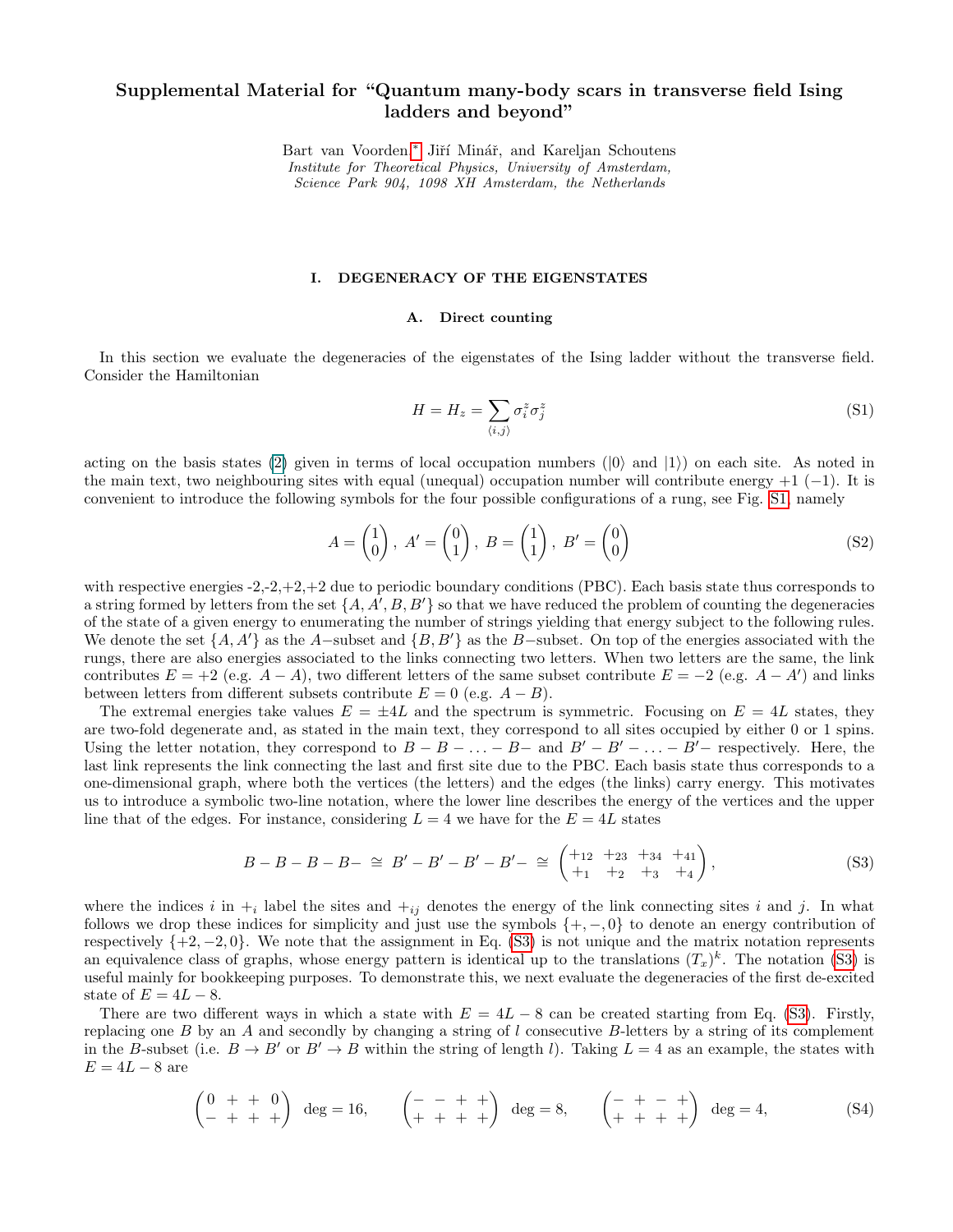# Supplemental Material for "Quantum many-body scars in transverse field Ising ladders and beyond"

Bart van Voorden,[*] Jiří Minář, and Kareljan Schoutens
*Institute for Theoretical Physics, University of Amsterdam, Science Park 904, 1098 XH Amsterdam, the Netherlands*

## I. DEGENERACY OF THE EIGENSTATES

### A. Direct counting

In this section we evaluate the degeneracies of the eigenstates of the Ising ladder without the transverse field. Consider the Hamiltonian

$$H = H_z = \sum_{\langle i,j \rangle} \sigma_i^z \sigma_j^z \tag{S1}$$

acting on the basis states (2) given in terms of local occupation numbers ($|0\rangle$ and $|1\rangle$) on each site. As noted in the main text, two neighbouring sites with equal (unequal) occupation number will contribute energy $+1$ ($-1$). It is convenient to introduce the following symbols for the four possible configurations of a rung, see Fig. S1, namely

$$A = \begin{pmatrix} 1 \\ 0 \end{pmatrix},\ A' = \begin{pmatrix} 0 \\ 1 \end{pmatrix},\ B = \begin{pmatrix} 1 \\ 1 \end{pmatrix},\ B' = \begin{pmatrix} 0 \\ 0 \end{pmatrix} \tag{S2}$$

with respective energies -2,-2,+2,+2 due to periodic boundary conditions (PBC). Each basis state thus corresponds to a string formed by letters from the set $\{A, A', B, B'\}$ so that we have reduced the problem of counting the degeneracies of the state of a given energy to enumerating the number of strings yielding that energy subject to the following rules. We denote the set $\{A, A'\}$ as the $A-$subset and $\{B, B'\}$ as the $B-$subset. On top of the energies associated with the rungs, there are also energies associated to the links connecting two letters. When two letters are the same, the link contributes $E = +2$ (e.g. $A-A$), two different letters of the same subset contribute $E = -2$ (e.g. $A - A'$) and links between letters from different subsets contribute $E = 0$ (e.g. $A - B$).

The extremal energies take values $E = \pm 4L$ and the spectrum is symmetric. Focusing on $E = 4L$ states, they are two-fold degenerate and, as stated in the main text, they correspond to all sites occupied by either 0 or 1 spins. Using the letter notation, they correspond to $B - B - \ldots - B-$ and $B' - B' - \ldots - B'-$ respectively. Here, the last link represents the link connecting the last and first site due to the PBC. Each basis state thus corresponds to a one-dimensional graph, where both the vertices (the letters) and the edges (the links) carry energy. This motivates us to introduce a symbolic two-line notation, where the lower line describes the energy of the vertices and the upper line that of the edges. For instance, considering $L = 4$ we have for the $E = 4L$ states

$$B - B - B - B- \ \cong\ B' - B' - B' - B'- \ \cong\ \begin{pmatrix} +_{12} & +_{23} & +_{34} & +_{41} \\ +_1 & +_2 & +_3 & +_4 \end{pmatrix}, \tag{S3}$$

where the indices $i$ in $+_i$ label the sites and $+_{ij}$ denotes the energy of the link connecting sites $i$ and $j$. In what follows we drop these indices for simplicity and just use the symbols $\{+, -, 0\}$ to denote an energy contribution of respectively $\{+2, -2, 0\}$. We note that the assignment in Eq. (S3) is not unique and the matrix notation represents an equivalence class of graphs, whose energy pattern is identical up to the translations $(T_x)^k$. The notation (S3) is useful mainly for bookkeeping purposes. To demonstrate this, we next evaluate the degeneracies of the first de-excited state of $E = 4L - 8$.

There are two different ways in which a state with $E = 4L - 8$ can be created starting from Eq. (S3). Firstly, replacing one $B$ by an $A$ and secondly by changing a string of $l$ consecutive $B$-letters by a string of its complement in the $B$-subset (i.e. $B \to B'$ or $B' \to B$ within the string of length $l$). Taking $L = 4$ as an example, the states with $E = 4L - 8$ are

$$\begin{pmatrix} 0 & + & + & 0 \\ - & + & + & + \end{pmatrix} \ \text{deg} = 16, \qquad \begin{pmatrix} - & - & + & + \\ + & + & + & + \end{pmatrix} \ \text{deg} = 8, \qquad \begin{pmatrix} - & + & - & + \\ + & + & + & + \end{pmatrix} \ \text{deg} = 4, \tag{S4}$$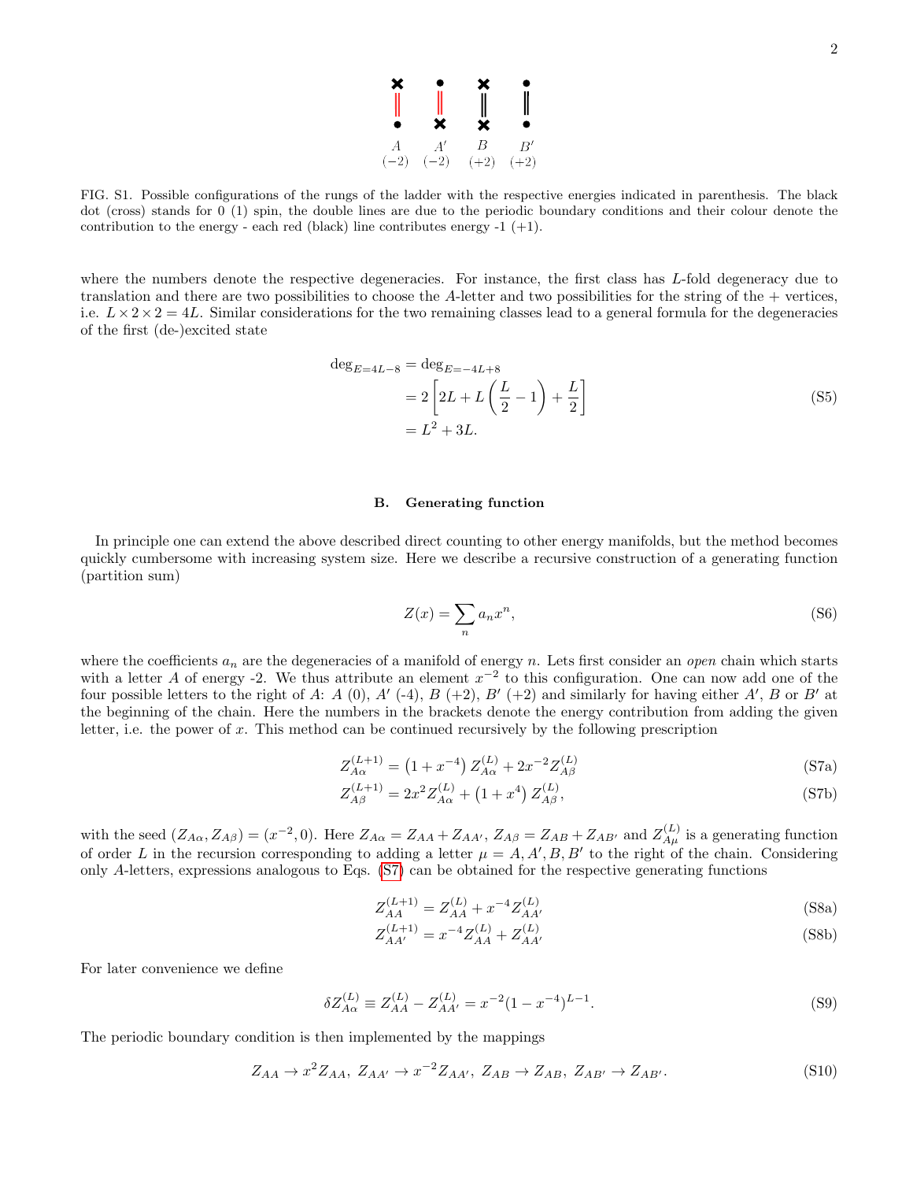FIG. S1. Possible configurations of the rungs of the ladder with the respective energies indicated in parenthesis. The black dot (cross) stands for 0 (1) spin, the double lines are due to the periodic boundary conditions and their colour denote the contribution to the energy - each red (black) line contributes energy -1 (+1).

where the numbers denote the respective degeneracies. For instance, the first class has $L$-fold degeneracy due to translation and there are two possibilities to choose the $A$-letter and two possibilities for the string of the + vertices, i.e. $L \times 2 \times 2 = 4L$. Similar considerations for the two remaining classes lead to a general formula for the degeneracies of the first (de-)excited state

$$
\begin{aligned}
\deg_{E=4L-8} &= \deg_{E=-4L+8} \\
&= 2\left[2L + L\left(\frac{L}{2}-1\right) + \frac{L}{2}\right] \\
&= L^2 + 3L.
\end{aligned}
\tag{S5}
$$

### B. Generating function

In principle one can extend the above described direct counting to other energy manifolds, but the method becomes quickly cumbersome with increasing system size. Here we describe a recursive construction of a generating function (partition sum)

$$
Z(x) = \sum_n a_n x^n, \tag{S6}
$$

where the coefficients $a_n$ are the degeneracies of a manifold of energy $n$. Lets first consider an *open* chain which starts with a letter $A$ of energy -2. We thus attribute an element $x^{-2}$ to this configuration. One can now add one of the four possible letters to the right of $A$: $A$ (0), $A'$ (-4), $B$ (+2), $B'$ (+2) and similarly for having either $A'$, $B$ or $B'$ at the beginning of the chain. Here the numbers in the brackets denote the energy contribution from adding the given letter, i.e. the power of $x$. This method can be continued recursively by the following prescription

$$
Z_{A\alpha}^{(L+1)} = \left(1 + x^{-4}\right) Z_{A\alpha}^{(L)} + 2x^{-2} Z_{A\beta}^{(L)} \tag{S7a}
$$

$$
Z_{A\beta}^{(L+1)} = 2x^{2} Z_{A\alpha}^{(L)} + \left(1 + x^{4}\right) Z_{A\beta}^{(L)}, \tag{S7b}
$$

with the seed $(Z_{A\alpha}, Z_{A\beta}) = (x^{-2}, 0)$. Here $Z_{A\alpha} = Z_{AA} + Z_{AA'}$, $Z_{A\beta} = Z_{AB} + Z_{AB'}$ and $Z_{A\mu}^{(L)}$ is a generating function of order $L$ in the recursion corresponding to adding a letter $\mu = A, A', B, B'$ to the right of the chain. Considering only $A$-letters, expressions analogous to Eqs. (S7) can be obtained for the respective generating functions

$$
Z_{AA}^{(L+1)} = Z_{AA}^{(L)} + x^{-4} Z_{AA'}^{(L)} \tag{S8a}
$$

$$
Z_{AA'}^{(L+1)} = x^{-4} Z_{AA}^{(L)} + Z_{AA'}^{(L)} \tag{S8b}
$$

For later convenience we define

$$
\delta Z_{A\alpha}^{(L)} \equiv Z_{AA}^{(L)} - Z_{AA'}^{(L)} = x^{-2}(1 - x^{-4})^{L-1}. \tag{S9}
$$

The periodic boundary condition is then implemented by the mappings

$$
Z_{AA} \to x^2 Z_{AA},\ Z_{AA'} \to x^{-2} Z_{AA'},\ Z_{AB} \to Z_{AB},\ Z_{AB'} \to Z_{AB'}. \tag{S10}
$$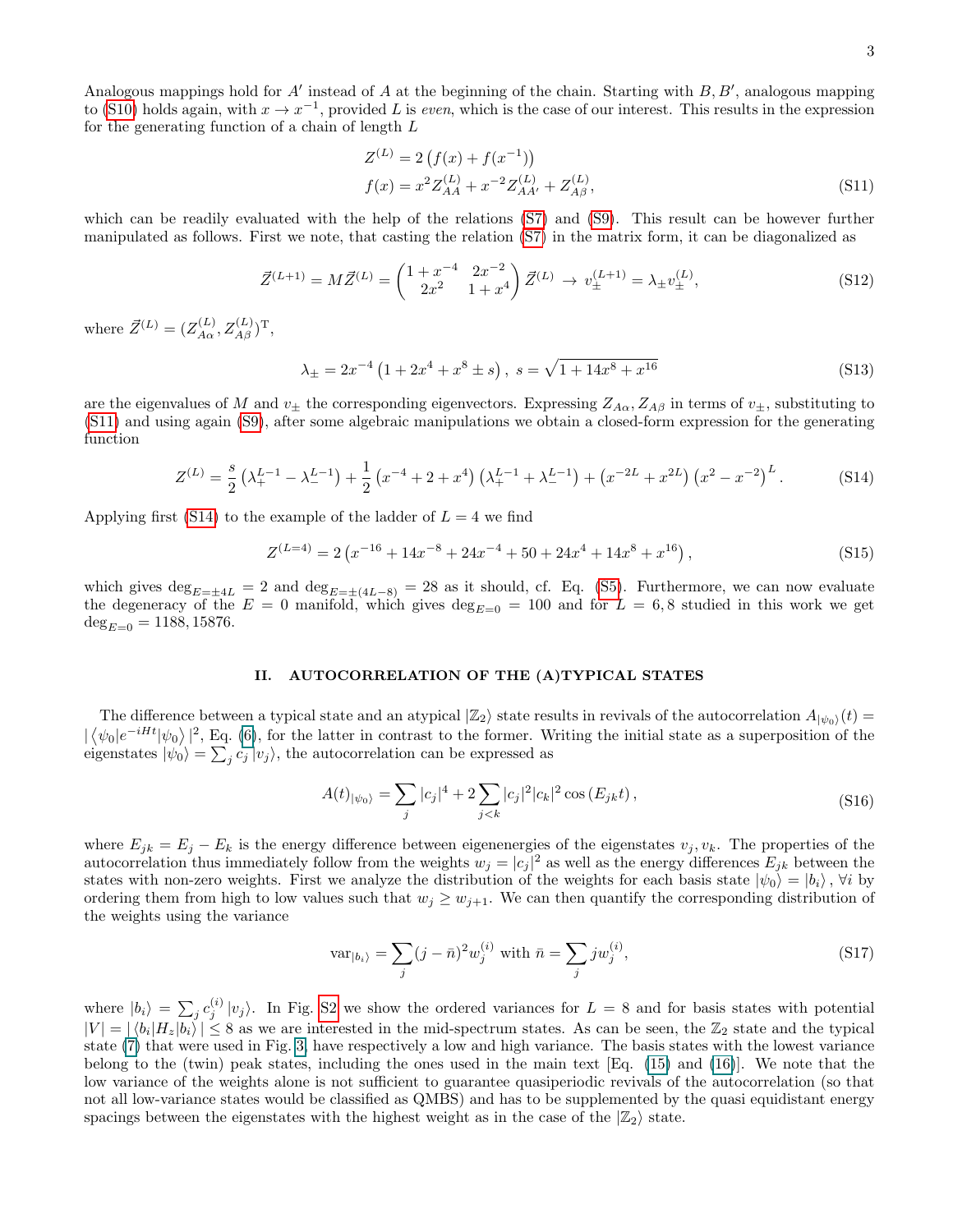Analogous mappings hold for $A'$ instead of $A$ at the beginning of the chain. Starting with $B, B'$, analogous mapping to (S10) holds again, with $x \to x^{-1}$, provided $L$ is *even*, which is the case of our interest. This results in the expression for the generating function of a chain of length $L$

$$
\begin{aligned}
Z^{(L)} &= 2\left(f(x) + f(x^{-1})\right) \\
f(x) &= x^2 Z_{AA}^{(L)} + x^{-2} Z_{AA'}^{(L)} + Z_{A\beta}^{(L)},
\end{aligned} \tag{S11}
$$

which can be readily evaluated with the help of the relations (S7) and (S9). This result can be however further manipulated as follows. First we note, that casting the relation (S7) in the matrix form, it can be diagonalized as

$$
\vec{Z}^{(L+1)} = M\vec{Z}^{(L)} = \begin{pmatrix} 1+x^{-4} & 2x^{-2} \\ 2x^2 & 1+x^4 \end{pmatrix} \vec{Z}^{(L)} \,\to\, v_{\pm}^{(L+1)} = \lambda_{\pm} v_{\pm}^{(L)}, \tag{S12}
$$

where $\vec{Z}^{(L)} = (Z_{A\alpha}^{(L)}, Z_{A\beta}^{(L)})^{\mathrm{T}}$,

$$
\lambda_{\pm} = 2x^{-4}\left(1 + 2x^4 + x^8 \pm s\right),\; s = \sqrt{1 + 14x^8 + x^{16}} \tag{S13}
$$

are the eigenvalues of $M$ and $v_{\pm}$ the corresponding eigenvectors. Expressing $Z_{A\alpha}, Z_{A\beta}$ in terms of $v_{\pm}$, substituting to (S11) and using again (S9), after some algebraic manipulations we obtain a closed-form expression for the generating function

$$
Z^{(L)} = \frac{s}{2}\left(\lambda_+^{L-1} - \lambda_-^{L-1}\right) + \frac{1}{2}\left(x^{-4} + 2 + x^4\right)\left(\lambda_+^{L-1} + \lambda_-^{L-1}\right) + \left(x^{-2L} + x^{2L}\right)\left(x^2 - x^{-2}\right)^L. \tag{S14}
$$

Applying first (S14) to the example of the ladder of $L = 4$ we find

$$
Z^{(L=4)} = 2\left(x^{-16} + 14x^{-8} + 24x^{-4} + 50 + 24x^4 + 14x^8 + x^{16}\right), \tag{S15}
$$

which gives $\deg_{E=\pm 4L} = 2$ and $\deg_{E=\pm(4L-8)} = 28$ as it should, cf. Eq. (S5). Furthermore, we can now evaluate the degeneracy of the $E = 0$ manifold, which gives $\deg_{E=0} = 100$ and for $L = 6, 8$ studied in this work we get $\deg_{E=0} = 1188, 15876$.

## II. AUTOCORRELATION OF THE (A)TYPICAL STATES

The difference between a typical state and an atypical $|\mathbb{Z}_2\rangle$ state results in revivals of the autocorrelation $A_{|\psi_0\rangle}(t) = |\langle\psi_0|e^{-iHt}|\psi_0\rangle|^2$, Eq. (6), for the latter in contrast to the former. Writing the initial state as a superposition of the eigenstates $|\psi_0\rangle = \sum_j c_j |v_j\rangle$, the autocorrelation can be expressed as

$$
A(t)_{|\psi_0\rangle} = \sum_j |c_j|^4 + 2\sum_{j<k} |c_j|^2 |c_k|^2 \cos\left(E_{jk} t\right), \tag{S16}
$$

where $E_{jk} = E_j - E_k$ is the energy difference between eigenenergies of the eigenstates $v_j, v_k$. The properties of the autocorrelation thus immediately follow from the weights $w_j = |c_j|^2$ as well as the energy differences $E_{jk}$ between the states with non-zero weights. First we analyze the distribution of the weights for each basis state $|\psi_0\rangle = |b_i\rangle$, $\forall i$ by ordering them from high to low values such that $w_j \geq w_{j+1}$. We can then quantify the corresponding distribution of the weights using the variance

$$
\mathrm{var}_{|b_i\rangle} = \sum_j (j - \bar{n})^2 w_j^{(i)} \text{ with } \bar{n} = \sum_j j w_j^{(i)}, \tag{S17}
$$

where $|b_i\rangle = \sum_j c_j^{(i)} |v_j\rangle$. In Fig. S2 we show the ordered variances for $L = 8$ and for basis states with potential $|V| = |\langle b_i|H_z|b_i\rangle| \leq 8$ as we are interested in the mid-spectrum states. As can be seen, the $\mathbb{Z}_2$ state and the typical state (7) that were used in Fig. 3, have respectively a low and high variance. The basis states with the lowest variance belong to the (twin) peak states, including the ones used in the main text [Eq. (15) and (16)]. We note that the low variance of the weights alone is not sufficient to guarantee quasiperiodic revivals of the autocorrelation (so that not all low-variance states would be classified as QMBS) and has to be supplemented by the quasi equidistant energy spacings between the eigenstates with the highest weight as in the case of the $|\mathbb{Z}_2\rangle$ state.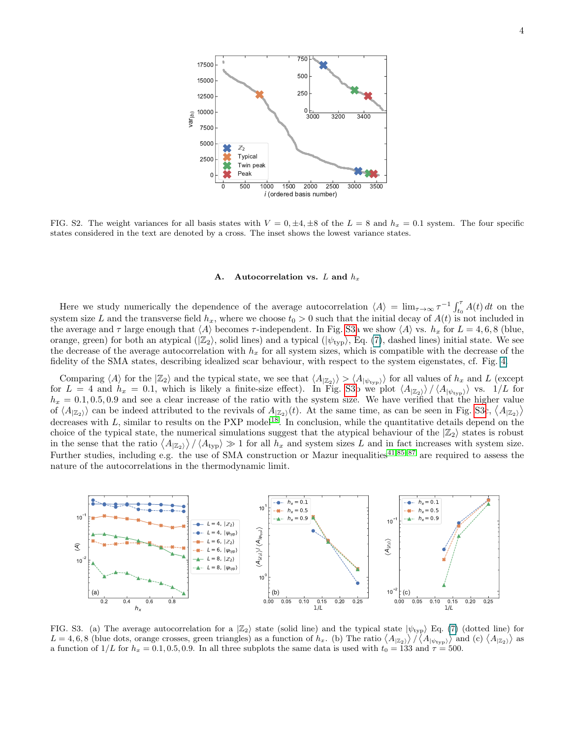FIG. S2. The weight variances for all basis states with $V = 0, \pm 4, \pm 8$ of the $L = 8$ and $h_x = 0.1$ system. The four specific states considered in the text are denoted by a cross. The inset shows the lowest variance states.

### A. Autocorrelation vs. $L$ and $h_x$

Here we study numerically the dependence of the average autocorrelation $\langle A \rangle = \lim_{\tau\to\infty} \tau^{-1} \int_{t_0}^{\tau} A(t)\, dt$ on the system size $L$ and the transverse field $h_x$, where we choose $t_0 > 0$ such that the initial decay of $A(t)$ is not included in the average and $\tau$ large enough that $\langle A \rangle$ becomes $\tau$-independent. In Fig. S3a we show $\langle A \rangle$ vs. $h_x$ for $L = 4, 6, 8$ (blue, orange, green) for both an atypical ($|\mathbb{Z}_2\rangle$, solid lines) and a typical ($|\psi_{\rm typ}\rangle$, Eq. (7), dashed lines) initial state. We see the decrease of the average autocorrelation with $h_x$ for all system sizes, which is compatible with the decrease of the fidelity of the SMA states, describing idealized scar behaviour, with respect to the system eigenstates, cf. Fig. 4.

Comparing $\langle A \rangle$ for the $|\mathbb{Z}_2\rangle$ and the typical state, we see that $\langle A_{|\mathbb{Z}_2\rangle} \rangle > \langle A_{|\psi_{\rm typ}\rangle} \rangle$ for all values of $h_x$ and $L$ (except for $L = 4$ and $h_x = 0.1$, which is likely a finite-size effect). In Fig. S3b we plot $\langle A_{|\mathbb{Z}_2\rangle} \rangle / \langle A_{|\psi_{\rm typ}\rangle} \rangle$ vs. $1/L$ for $h_x = 0.1, 0.5, 0.9$ and see a clear increase of the ratio with the system size. We have verified that the higher value of $\langle A_{|\mathbb{Z}_2\rangle} \rangle$ can be indeed attributed to the revivals of $A_{|\mathbb{Z}_2\rangle}(t)$. At the same time, as can be seen in Fig. S3c, $\langle A_{|\mathbb{Z}_2\rangle} \rangle$ decreases with $L$, similar to results on the PXP model[18]. In conclusion, while the quantitative details depend on the choice of the typical state, the numerical simulations suggest that the atypical behaviour of the $|\mathbb{Z}_2\rangle$ states is robust in the sense that the ratio $\langle A_{|\mathbb{Z}_2\rangle} \rangle / \langle A_{\rm typ} \rangle \gg 1$ for all $h_x$ and system sizes $L$ and in fact increases with system size. Further studies, including e.g. the use of SMA construction or Mazur inequalities[41,85–87] are required to assess the nature of the autocorrelations in the thermodynamic limit.

FIG. S3. (a) The average autocorrelation for a $|\mathbb{Z}_2\rangle$ state (solid line) and the typical state $|\psi_{\rm typ}\rangle$ Eq. (7) (dotted line) for $L = 4, 6, 8$ (blue dots, orange crosses, green triangles) as a function of $h_x$. (b) The ratio $\langle A_{|\mathbb{Z}_2\rangle} \rangle / \langle A_{|\psi_{\rm typ}\rangle} \rangle$ and (c) $\langle A_{|\mathbb{Z}_2\rangle} \rangle$ as a function of $1/L$ for $h_x = 0.1, 0.5, 0.9$. In all three subplots the same data is used with $t_0 = 133$ and $\tau = 500$.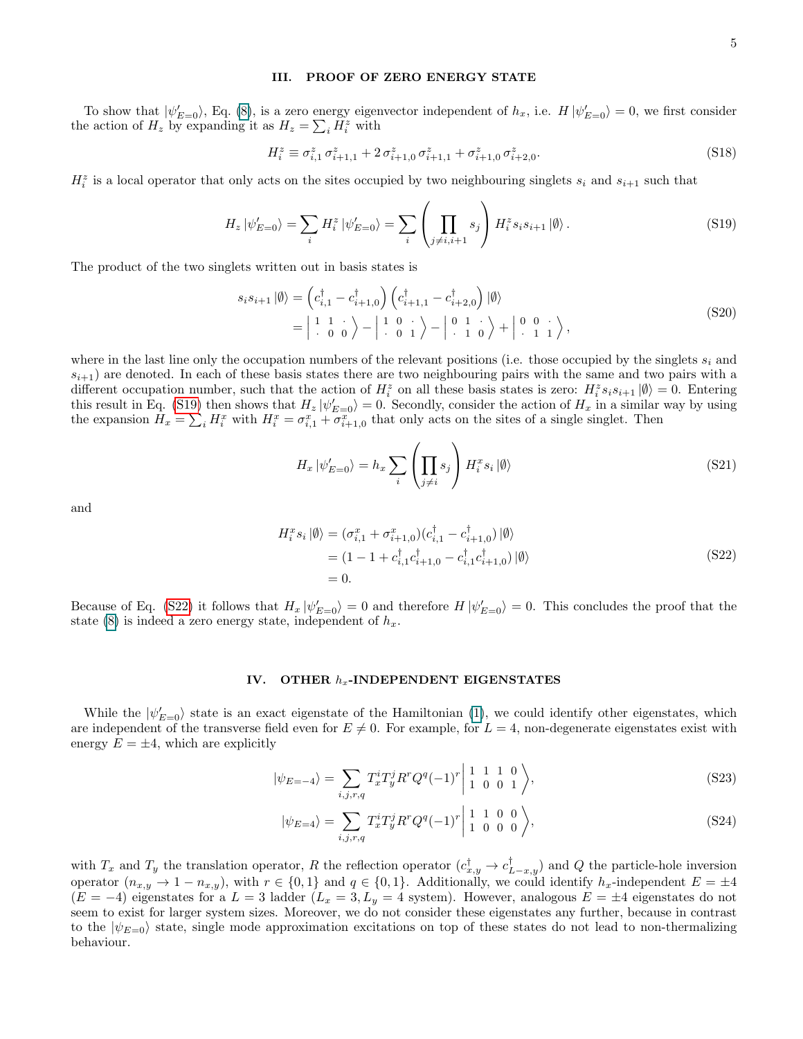## III. PROOF OF ZERO ENERGY STATE

To show that $|\psi'_{E=0}\rangle$, Eq. (8), is a zero energy eigenvector independent of $h_x$, i.e. $H\,|\psi'_{E=0}\rangle = 0$, we first consider the action of $H_z$ by expanding it as $H_z = \sum_i H_i^z$ with

$$H_i^z \equiv \sigma_{i,1}^z\,\sigma_{i+1,1}^z + 2\,\sigma_{i+1,0}^z\,\sigma_{i+1,1}^z + \sigma_{i+1,0}^z\,\sigma_{i+2,0}^z. \tag{S18}$$

$H_i^z$ is a local operator that only acts on the sites occupied by two neighbouring singlets $s_i$ and $s_{i+1}$ such that

$$H_z\,|\psi'_{E=0}\rangle = \sum_i H_i^z\,|\psi'_{E=0}\rangle = \sum_i \left(\prod_{j\neq i,i+1} s_j\right) H_i^z s_i s_{i+1}\,|\emptyset\rangle\,. \tag{S19}$$

The product of the two singlets written out in basis states is

$$\begin{aligned} s_i s_{i+1}\,|\emptyset\rangle &= \left(c_{i,1}^\dagger - c_{i+1,0}^\dagger\right)\left(c_{i+1,1}^\dagger - c_{i+2,0}^\dagger\right)|\emptyset\rangle \\ &= \left|\begin{smallmatrix} 1 & 1 & \cdot \\ \cdot & 0 & 0 \end{smallmatrix}\right\rangle - \left|\begin{smallmatrix} 1 & 0 & \cdot \\ \cdot & 0 & 1 \end{smallmatrix}\right\rangle - \left|\begin{smallmatrix} 0 & 1 & \cdot \\ \cdot & 1 & 0 \end{smallmatrix}\right\rangle + \left|\begin{smallmatrix} 0 & 0 & \cdot \\ \cdot & 1 & 1 \end{smallmatrix}\right\rangle, \end{aligned} \tag{S20}$$

where in the last line only the occupation numbers of the relevant positions (i.e. those occupied by the singlets $s_i$ and $s_{i+1}$) are denoted. In each of these basis states there are two neighbouring pairs with the same and two pairs with a different occupation number, such that the action of $H_i^z$ on all these basis states is zero: $H_i^z s_i s_{i+1}\,|\emptyset\rangle = 0$. Entering this result in Eq. (S19) then shows that $H_z\,|\psi'_{E=0}\rangle = 0$. Secondly, consider the action of $H_x$ in a similar way by using the expansion $H_x = \sum_i H_i^x$ with $H_i^x = \sigma_{i,1}^x + \sigma_{i+1,0}^x$ that only acts on the sites of a single singlet. Then

$$H_x\,|\psi'_{E=0}\rangle = h_x \sum_i \left(\prod_{j\neq i} s_j\right) H_i^x s_i\,|\emptyset\rangle \tag{S21}$$

and

$$\begin{aligned} H_i^x s_i\,|\emptyset\rangle &= (\sigma_{i,1}^x + \sigma_{i+1,0}^x)(c_{i,1}^\dagger - c_{i+1,0}^\dagger)\,|\emptyset\rangle \\ &= (1 - 1 + c_{i,1}^\dagger c_{i+1,0}^\dagger - c_{i,1}^\dagger c_{i+1,0}^\dagger)\,|\emptyset\rangle \\ &= 0. \end{aligned} \tag{S22}$$

Because of Eq. (S22) it follows that $H_x\,|\psi'_{E=0}\rangle = 0$ and therefore $H\,|\psi'_{E=0}\rangle = 0$. This concludes the proof that the state (8) is indeed a zero energy state, independent of $h_x$.

## IV. OTHER $h_x$-INDEPENDENT EIGENSTATES

While the $|\psi'_{E=0}\rangle$ state is an exact eigenstate of the Hamiltonian (1), we could identify other eigenstates, which are independent of the transverse field even for $E \neq 0$. For example, for $L = 4$, non-degenerate eigenstates exist with energy $E = \pm 4$, which are explicitly

$$|\psi_{E=-4}\rangle = \sum_{i,j,r,q} T_x^i T_y^j R^r Q^q (-1)^r \left|\begin{smallmatrix} 1 & 1 & 1 & 0 \\ 1 & 0 & 0 & 1 \end{smallmatrix}\right\rangle, \tag{S23}$$

$$|\psi_{E=4}\rangle = \sum_{i,j,r,q} T_x^i T_y^j R^r Q^q (-1)^r \left|\begin{smallmatrix} 1 & 1 & 0 & 0 \\ 1 & 0 & 0 & 0 \end{smallmatrix}\right\rangle, \tag{S24}$$

with $T_x$ and $T_y$ the translation operator, $R$ the reflection operator ($c_{x,y}^\dagger \to c_{L-x,y}^\dagger$) and $Q$ the particle-hole inversion operator ($n_{x,y} \to 1 - n_{x,y}$), with $r \in \{0,1\}$ and $q \in \{0,1\}$. Additionally, we could identify $h_x$-independent $E = \pm 4$ ($E = -4$) eigenstates for a $L = 3$ ladder ($L_x = 3, L_y = 4$ system). However, analogous $E = \pm 4$ eigenstates do not seem to exist for larger system sizes. Moreover, we do not consider these eigenstates any further, because in contrast to the $|\psi_{E=0}\rangle$ state, single mode approximation excitations on top of these states do not lead to non-thermalizing behaviour.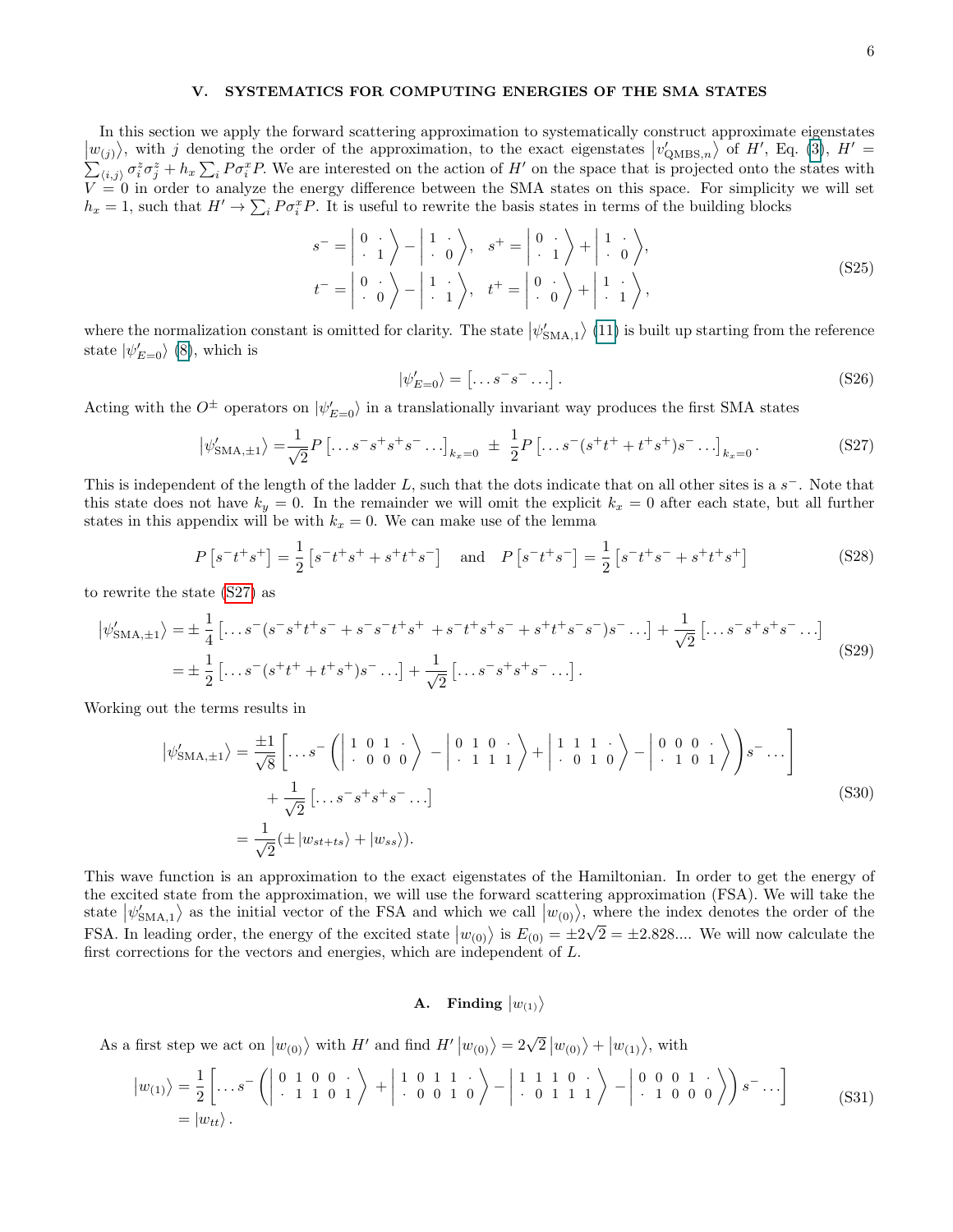## V. SYSTEMATICS FOR COMPUTING ENERGIES OF THE SMA STATES

In this section we apply the forward scattering approximation to systematically construct approximate eigenstates $|w_{(j)}\rangle$, with $j$ denoting the order of the approximation, to the exact eigenstates $|v'_{\text{QMBS},n}\rangle$ of $H'$, Eq. (3), $H' = \sum_{\langle i,j \rangle} \sigma_i^z \sigma_j^z + h_x \sum_i P \sigma_i^x P$. We are interested on the action of $H'$ on the space that is projected onto the states with $V = 0$ in order to analyze the energy difference between the SMA states on this space. For simplicity we will set $h_x = 1$, such that $H' \to \sum_i P\sigma_i^x P$. It is useful to rewrite the basis states in terms of the building blocks

$$
\begin{aligned}
s^- &= \left| \begin{smallmatrix} 0 & \cdot \\ \cdot & 1 \end{smallmatrix} \right\rangle - \left| \begin{smallmatrix} 1 & \cdot \\ \cdot & 0 \end{smallmatrix} \right\rangle, \quad s^+ = \left| \begin{smallmatrix} 0 & \cdot \\ \cdot & 1 \end{smallmatrix} \right\rangle + \left| \begin{smallmatrix} 1 & \cdot \\ \cdot & 0 \end{smallmatrix} \right\rangle, \\
t^- &= \left| \begin{smallmatrix} 0 & \cdot \\ \cdot & 0 \end{smallmatrix} \right\rangle - \left| \begin{smallmatrix} 1 & \cdot \\ \cdot & 1 \end{smallmatrix} \right\rangle, \quad t^+ = \left| \begin{smallmatrix} 0 & \cdot \\ \cdot & 0 \end{smallmatrix} \right\rangle + \left| \begin{smallmatrix} 1 & \cdot \\ \cdot & 1 \end{smallmatrix} \right\rangle,
\end{aligned}
\tag{S25}
$$

where the normalization constant is omitted for clarity. The state $|\psi'_{\text{SMA},1}\rangle$ (11) is built up starting from the reference state $|\psi'_{E=0}\rangle$ (8), which is

$$
|\psi'_{E=0}\rangle = \left[ \ldots s^- s^- \ldots \right]. \tag{S26}
$$

Acting with the $O^\pm$ operators on $|\psi'_{E=0}\rangle$ in a translationally invariant way produces the first SMA states

$$
|\psi'_{\text{SMA},\pm 1}\rangle = \frac{1}{\sqrt{2}} P \left[ \ldots s^- s^+ s^+ s^- \ldots \right]_{k_x=0} \pm \frac{1}{2} P \left[ \ldots s^- (s^+ t^+ + t^+ s^+) s^- \ldots \right]_{k_x=0}. \tag{S27}
$$

This is independent of the length of the ladder $L$, such that the dots indicate that on all other sites is a $s^-$. Note that this state does not have $k_y = 0$. In the remainder we will omit the explicit $k_x = 0$ after each state, but all further states in this appendix will be with $k_x = 0$. We can make use of the lemma

$$
P\left[s^- t^+ s^+\right] = \frac{1}{2}\left[s^- t^+ s^+ + s^+ t^+ s^-\right] \quad \text{and} \quad P\left[s^- t^+ s^-\right] = \frac{1}{2}\left[s^- t^+ s^- + s^+ t^+ s^+\right] \tag{S28}
$$

to rewrite the state (S27) as

$$
\begin{aligned}
|\psi'_{\text{SMA},\pm 1}\rangle &= \pm \frac{1}{4} \left[ \ldots s^- (s^- s^+ t^+ s^- + s^- s^- t^+ s^+ + s^- t^+ s^+ s^- + s^+ t^+ s^- s^-) s^- \ldots \right] + \frac{1}{\sqrt{2}} \left[ \ldots s^- s^+ s^+ s^- \ldots \right] \\
&= \pm \frac{1}{2} \left[ \ldots s^- (s^+ t^+ + t^+ s^+) s^- \ldots \right] + \frac{1}{\sqrt{2}} \left[ \ldots s^- s^+ s^+ s^- \ldots \right].
\end{aligned}
\tag{S29}
$$

Working out the terms results in

$$
\begin{aligned}
|\psi'_{\text{SMA},\pm 1}\rangle &= \frac{\pm 1}{\sqrt{8}} \left[ \ldots s^- \left( \left| \begin{smallmatrix} 1 & 0 & 1 & \cdot \\ \cdot & 0 & 0 & 0 \end{smallmatrix} \right\rangle - \left| \begin{smallmatrix} 0 & 1 & 0 & \cdot \\ \cdot & 1 & 1 & 1 \end{smallmatrix} \right\rangle + \left| \begin{smallmatrix} 1 & 1 & 1 & \cdot \\ \cdot & 0 & 1 & 0 \end{smallmatrix} \right\rangle - \left| \begin{smallmatrix} 0 & 0 & 0 & \cdot \\ \cdot & 1 & 0 & 1 \end{smallmatrix} \right\rangle \right) s^- \ldots \right] \\
&\quad + \frac{1}{\sqrt{2}} \left[ \ldots s^- s^+ s^+ s^- \ldots \right] \\
&= \frac{1}{\sqrt{2}} (\pm |w_{st+ts}\rangle + |w_{ss}\rangle).
\end{aligned}
\tag{S30}
$$

This wave function is an approximation to the exact eigenstates of the Hamiltonian. In order to get the energy of the excited state from the approximation, we will use the forward scattering approximation (FSA). We will take the state $|\psi'_{\text{SMA},1}\rangle$ as the initial vector of the FSA and which we call $|w_{(0)}\rangle$, where the index denotes the order of the FSA. In leading order, the energy of the excited state $|w_{(0)}\rangle$ is $E_{(0)} = \pm 2\sqrt{2} = \pm 2.828....$ We will now calculate the first corrections for the vectors and energies, which are independent of $L$.

### A. Finding $|w_{(1)}\rangle$

As a first step we act on $|w_{(0)}\rangle$ with $H'$ and find $H' |w_{(0)}\rangle = 2\sqrt{2} |w_{(0)}\rangle + |w_{(1)}\rangle$, with

$$
\begin{aligned}
|w_{(1)}\rangle &= \frac{1}{2} \left[ \ldots s^- \left( \left| \begin{smallmatrix} 0 & 1 & 0 & 0 & \cdot \\ \cdot & 1 & 1 & 0 & 1 \end{smallmatrix} \right\rangle + \left| \begin{smallmatrix} 1 & 0 & 1 & 1 & \cdot \\ \cdot & 0 & 0 & 1 & 0 \end{smallmatrix} \right\rangle - \left| \begin{smallmatrix} 1 & 1 & 1 & 0 & \cdot \\ \cdot & 0 & 1 & 1 & 1 \end{smallmatrix} \right\rangle - \left| \begin{smallmatrix} 0 & 0 & 0 & 1 & \cdot \\ \cdot & 1 & 0 & 0 & 0 \end{smallmatrix} \right\rangle \right) s^- \ldots \right] \\
&= |w_{tt}\rangle.
\end{aligned}
\tag{S31}
$$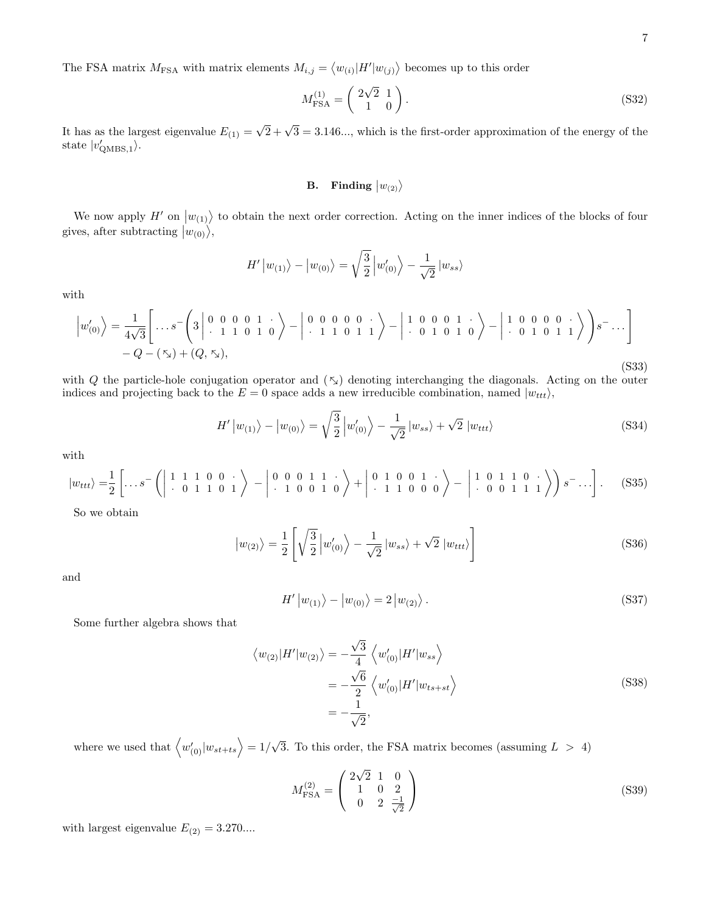The FSA matrix $M_{\text{FSA}}$ with matrix elements $M_{i,j} = \langle w_{(i)} | H' | w_{(j)} \rangle$ becomes up to this order

$$M_{\text{FSA}}^{(1)} = \begin{pmatrix} 2\sqrt{2} & 1 \\ 1 & 0 \end{pmatrix}. \tag{S32}$$

It has as the largest eigenvalue $E_{(1)} = \sqrt{2} + \sqrt{3} = 3.146...$, which is the first-order approximation of the energy of the state $|v'_{\text{QMBS},1}\rangle$.

### B. Finding $|w_{(2)}\rangle$

We now apply $H'$ on $|w_{(1)}\rangle$ to obtain the next order correction. Acting on the inner indices of the blocks of four gives, after subtracting $|w_{(0)}\rangle$,

$$H' |w_{(1)}\rangle - |w_{(0)}\rangle = \sqrt{\frac{3}{2}} |w'_{(0)}\rangle - \frac{1}{\sqrt{2}} |w_{ss}\rangle$$

with

$$\begin{aligned} |w'_{(0)}\rangle = \frac{1}{4\sqrt{3}} \Bigg[ \dots s^- \Bigg( 3 \left| \begin{smallmatrix} 0 & 0 & 0 & 0 & 1 & \cdot \\ \cdot & 1 & 1 & 0 & 1 & 0 \end{smallmatrix} \right\rangle - \left| \begin{smallmatrix} 0 & 0 & 0 & 0 & 0 & \cdot \\ \cdot & 1 & 1 & 0 & 1 & 1 \end{smallmatrix} \right\rangle - \left| \begin{smallmatrix} 1 & 0 & 0 & 0 & 1 & \cdot \\ \cdot & 0 & 1 & 0 & 1 & 0 \end{smallmatrix} \right\rangle - \left| \begin{smallmatrix} 1 & 0 & 0 & 0 & 0 & \cdot \\ \cdot & 0 & 1 & 0 & 1 & 1 \end{smallmatrix} \right\rangle \Bigg) s^- \dots \Bigg] \\ - Q - (\nwarrow\!\!\searrow) + (Q, \nwarrow\!\!\searrow), \end{aligned} \tag{S33}$$

with $Q$ the particle-hole conjugation operator and $(\nwarrow\!\!\searrow)$ denoting interchanging the diagonals. Acting on the outer indices and projecting back to the $E = 0$ space adds a new irreducible combination, named $|w_{ttt}\rangle$,

$$H' |w_{(1)}\rangle - |w_{(0)}\rangle = \sqrt{\frac{3}{2}} |w'_{(0)}\rangle - \frac{1}{\sqrt{2}} |w_{ss}\rangle + \sqrt{2}\, |w_{ttt}\rangle \tag{S34}$$

with

$$|w_{ttt}\rangle = \frac{1}{2} \Bigg[ \dots s^- \Bigg( \left| \begin{smallmatrix} 1 & 1 & 1 & 0 & 0 & \cdot \\ \cdot & 0 & 1 & 1 & 0 & 1 \end{smallmatrix} \right\rangle - \left| \begin{smallmatrix} 0 & 0 & 0 & 1 & 1 & \cdot \\ \cdot & 1 & 0 & 0 & 1 & 0 \end{smallmatrix} \right\rangle + \left| \begin{smallmatrix} 0 & 1 & 0 & 0 & 1 & \cdot \\ \cdot & 1 & 1 & 0 & 0 & 0 \end{smallmatrix} \right\rangle - \left| \begin{smallmatrix} 1 & 0 & 1 & 1 & 0 & \cdot \\ \cdot & 0 & 0 & 1 & 1 & 1 \end{smallmatrix} \right\rangle \Bigg) s^- \dots \Bigg]. \tag{S35}$$

So we obtain

$$|w_{(2)}\rangle = \frac{1}{2} \left[ \sqrt{\frac{3}{2}} |w'_{(0)}\rangle - \frac{1}{\sqrt{2}} |w_{ss}\rangle + \sqrt{2}\, |w_{ttt}\rangle \right] \tag{S36}$$

and

$$H' |w_{(1)}\rangle - |w_{(0)}\rangle = 2 |w_{(2)}\rangle. \tag{S37}$$

Some further algebra shows that

$$\begin{aligned} \langle w_{(2)} | H' | w_{(2)} \rangle &= -\frac{\sqrt{3}}{4} \langle w'_{(0)} | H' | w_{ss} \rangle \\ &= -\frac{\sqrt{6}}{2} \langle w'_{(0)} | H' | w_{ts+st} \rangle \\ &= -\frac{1}{\sqrt{2}}, \end{aligned} \tag{S38}$$

where we used that $\langle w'_{(0)} | w_{st+ts} \rangle = 1/\sqrt{3}$. To this order, the FSA matrix becomes (assuming $L > 4$)

$$M_{\text{FSA}}^{(2)} = \begin{pmatrix} 2\sqrt{2} & 1 & 0 \\ 1 & 0 & 2 \\ 0 & 2 & \frac{-1}{\sqrt{2}} \end{pmatrix} \tag{S39}$$

with largest eigenvalue $E_{(2)} = 3.270...$.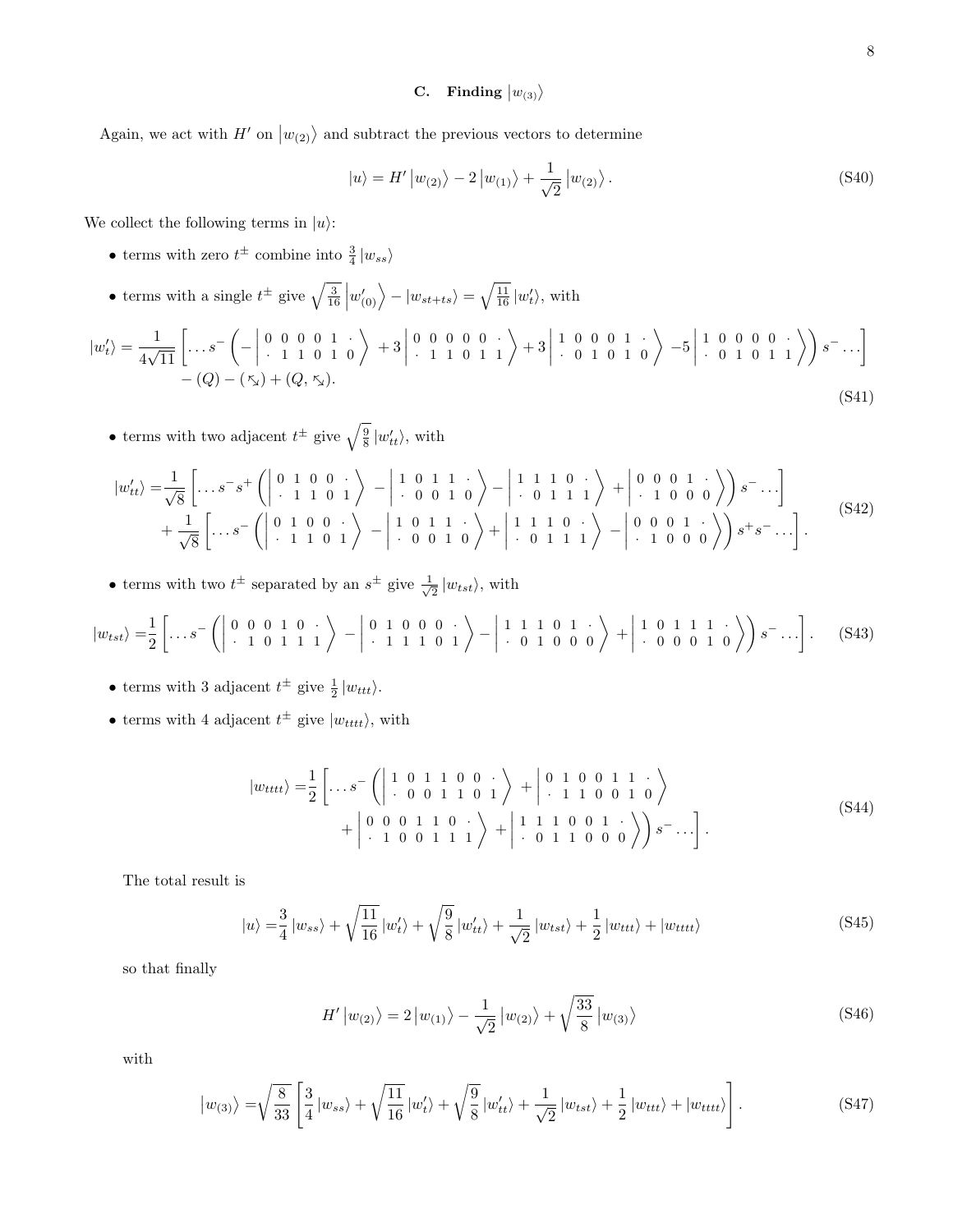### C. Finding $\left|w_{(3)}\right\rangle$

Again, we act with $H'$ on $\left|w_{(2)}\right\rangle$ and subtract the previous vectors to determine

$$
|u\rangle = H'\left|w_{(2)}\right\rangle - 2\left|w_{(1)}\right\rangle + \frac{1}{\sqrt{2}}\left|w_{(2)}\right\rangle. \tag{S40}
$$

We collect the following terms in $|u\rangle$:

- terms with zero $t^{\pm}$ combine into $\frac{3}{4}\left|w_{ss}\right\rangle$
- terms with a single $t^{\pm}$ give $\sqrt{\frac{3}{16}}\left|w'_{(0)}\right\rangle - \left|w_{st+ts}\right\rangle = \sqrt{\frac{11}{16}}\left|w'_t\right\rangle$, with

$$
\begin{aligned}
\left|w'_t\right\rangle = \frac{1}{4\sqrt{11}}\Bigg[\ldots s^- \Bigg( &-\left|\begin{matrix} 0 & 0 & 0 & 0 & 1 & \cdot \\ \cdot & 1 & 1 & 0 & 1 & 0 \end{matrix}\right\rangle + 3\left|\begin{matrix} 0 & 0 & 0 & 0 & 0 & \cdot \\ \cdot & 1 & 1 & 0 & 1 & 1 \end{matrix}\right\rangle + 3\left|\begin{matrix} 1 & 0 & 0 & 0 & 1 & \cdot \\ \cdot & 0 & 1 & 0 & 1 & 0 \end{matrix}\right\rangle - 5\left|\begin{matrix} 1 & 0 & 0 & 0 & 0 & \cdot \\ \cdot & 0 & 1 & 0 & 1 & 1 \end{matrix}\right\rangle\Bigg) s^- \ldots\Bigg] \\
&- (Q) - (\nwarrow\!\!\!\!\searrow) + (Q, \nwarrow\!\!\!\!\searrow).
\end{aligned} \tag{S41}
$$

- terms with two adjacent $t^{\pm}$ give $\sqrt{\frac{9}{8}}\left|w'_{tt}\right\rangle$, with

$$
\begin{aligned}
\left|w'_{tt}\right\rangle = &\frac{1}{\sqrt{8}}\Bigg[\ldots s^- s^+ \Bigg(\left|\begin{matrix} 0 & 1 & 0 & 0 & \cdot \\ \cdot & 1 & 1 & 0 & 1 \end{matrix}\right\rangle - \left|\begin{matrix} 1 & 0 & 1 & 1 & \cdot \\ \cdot & 0 & 0 & 1 & 0 \end{matrix}\right\rangle - \left|\begin{matrix} 1 & 1 & 1 & 0 & \cdot \\ \cdot & 0 & 1 & 1 & 1 \end{matrix}\right\rangle + \left|\begin{matrix} 0 & 0 & 0 & 1 & \cdot \\ \cdot & 1 & 0 & 0 & 0 \end{matrix}\right\rangle\Bigg) s^- \ldots\Bigg] \\
&+ \frac{1}{\sqrt{8}}\Bigg[\ldots s^- \Bigg(\left|\begin{matrix} 0 & 1 & 0 & 0 & \cdot \\ \cdot & 1 & 1 & 0 & 1 \end{matrix}\right\rangle - \left|\begin{matrix} 1 & 0 & 1 & 1 & \cdot \\ \cdot & 0 & 0 & 1 & 0 \end{matrix}\right\rangle + \left|\begin{matrix} 1 & 1 & 1 & 0 & \cdot \\ \cdot & 0 & 1 & 1 & 1 \end{matrix}\right\rangle - \left|\begin{matrix} 0 & 0 & 0 & 1 & \cdot \\ \cdot & 1 & 0 & 0 & 0 \end{matrix}\right\rangle\Bigg) s^+ s^- \ldots\Bigg].
\end{aligned} \tag{S42}
$$

- terms with two $t^{\pm}$ separated by an $s^{\pm}$ give $\frac{1}{\sqrt{2}}\left|w_{tst}\right\rangle$, with

$$
\left|w_{tst}\right\rangle = \frac{1}{2}\Bigg[\ldots s^- \Bigg(\left|\begin{matrix} 0 & 0 & 0 & 1 & 0 & \cdot \\ \cdot & 1 & 0 & 1 & 1 & 1 \end{matrix}\right\rangle - \left|\begin{matrix} 0 & 1 & 0 & 0 & 0 & \cdot \\ \cdot & 1 & 1 & 1 & 0 & 1 \end{matrix}\right\rangle - \left|\begin{matrix} 1 & 1 & 1 & 0 & 1 & \cdot \\ \cdot & 0 & 1 & 0 & 0 & 0 \end{matrix}\right\rangle + \left|\begin{matrix} 1 & 0 & 1 & 1 & 1 & \cdot \\ \cdot & 0 & 0 & 0 & 1 & 0 \end{matrix}\right\rangle\Bigg) s^- \ldots\Bigg]. \tag{S43}
$$

- terms with 3 adjacent $t^{\pm}$ give $\frac{1}{2}\left|w_{ttt}\right\rangle$.
- terms with 4 adjacent $t^{\pm}$ give $\left|w_{tttt}\right\rangle$, with

$$
\begin{aligned}
\left|w_{tttt}\right\rangle = \frac{1}{2}\Bigg[\ldots s^- \Bigg(&\left|\begin{matrix} 1 & 0 & 1 & 1 & 0 & 0 & \cdot \\ \cdot & 0 & 0 & 1 & 1 & 0 & 1 \end{matrix}\right\rangle + \left|\begin{matrix} 0 & 1 & 0 & 0 & 1 & 1 & \cdot \\ \cdot & 1 & 1 & 0 & 0 & 1 & 0 \end{matrix}\right\rangle \\
&+ \left|\begin{matrix} 0 & 0 & 0 & 1 & 1 & 0 & \cdot \\ \cdot & 1 & 0 & 0 & 1 & 1 & 1 \end{matrix}\right\rangle + \left|\begin{matrix} 1 & 1 & 1 & 0 & 0 & 1 & \cdot \\ \cdot & 0 & 1 & 1 & 0 & 0 & 0 \end{matrix}\right\rangle\Bigg) s^- \ldots\Bigg].
\end{aligned} \tag{S44}
$$

The total result is

$$
|u\rangle = \frac{3}{4}\left|w_{ss}\right\rangle + \sqrt{\frac{11}{16}}\left|w'_t\right\rangle + \sqrt{\frac{9}{8}}\left|w'_{tt}\right\rangle + \frac{1}{\sqrt{2}}\left|w_{tst}\right\rangle + \frac{1}{2}\left|w_{ttt}\right\rangle + \left|w_{tttt}\right\rangle \tag{S45}
$$

so that finally

$$
H'\left|w_{(2)}\right\rangle = 2\left|w_{(1)}\right\rangle - \frac{1}{\sqrt{2}}\left|w_{(2)}\right\rangle + \sqrt{\frac{33}{8}}\left|w_{(3)}\right\rangle \tag{S46}
$$

with

$$
\left|w_{(3)}\right\rangle = \sqrt{\frac{8}{33}}\left[\frac{3}{4}\left|w_{ss}\right\rangle + \sqrt{\frac{11}{16}}\left|w'_t\right\rangle + \sqrt{\frac{9}{8}}\left|w'_{tt}\right\rangle + \frac{1}{\sqrt{2}}\left|w_{tst}\right\rangle + \frac{1}{2}\left|w_{ttt}\right\rangle + \left|w_{tttt}\right\rangle\right]. \tag{S47}
$$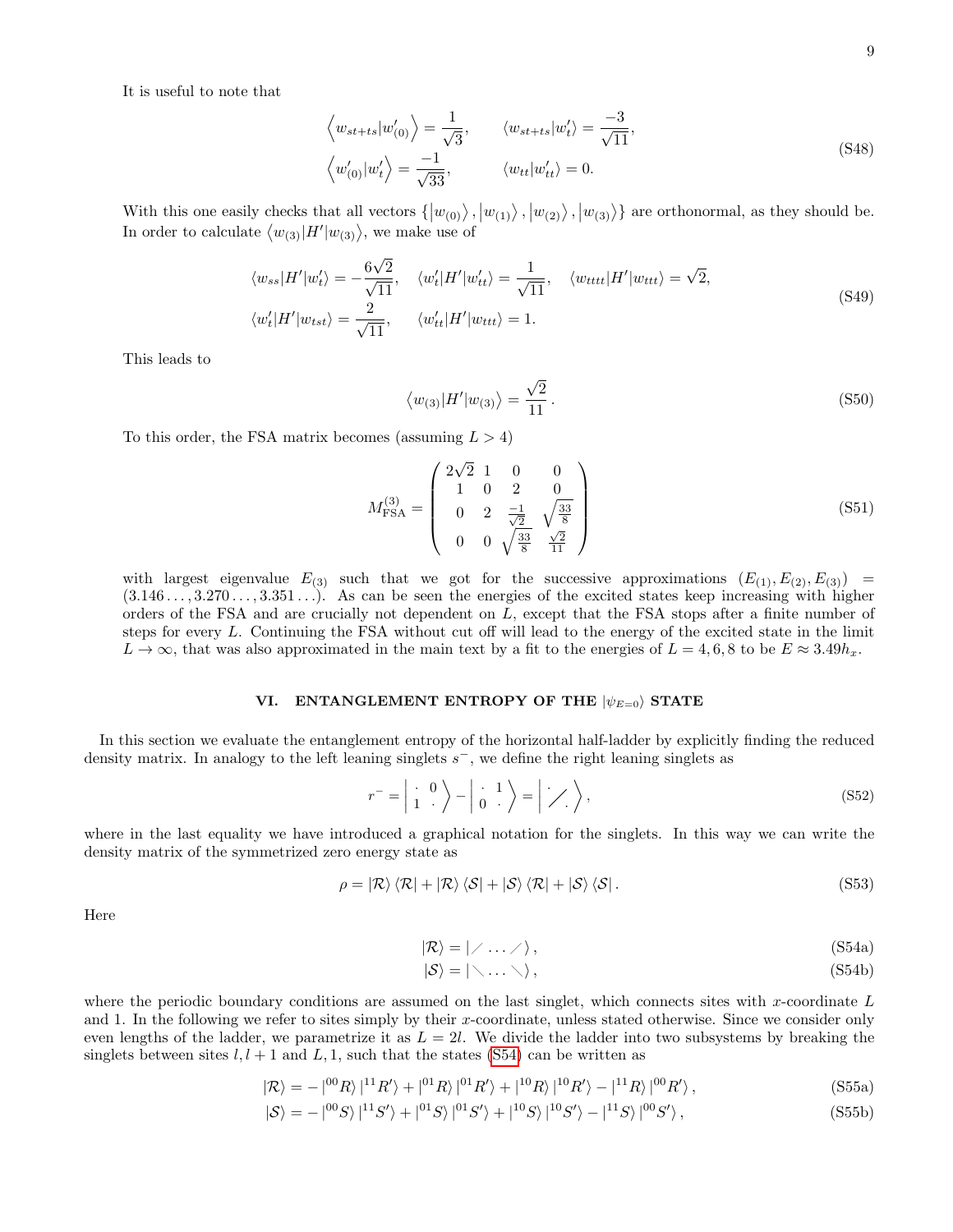It is useful to note that

$$
\begin{aligned}
\left\langle w_{st+ts} | w'_{(0)} \right\rangle &= \frac{1}{\sqrt{3}}, \qquad & \langle w_{st+ts} | w'_t \rangle &= \frac{-3}{\sqrt{11}}, \\
\left\langle w'_{(0)} | w'_t \right\rangle &= \frac{-1}{\sqrt{33}}, \qquad & \langle w_{tt} | w'_{tt} \rangle &= 0.
\end{aligned}
\tag{S48}
$$

With this one easily checks that all vectors $\{|w_{(0)}\rangle, |w_{(1)}\rangle, |w_{(2)}\rangle, |w_{(3)}\rangle\}$ are orthonormal, as they should be. In order to calculate $\langle w_{(3)}|H'|w_{(3)}\rangle$, we make use of

$$
\begin{aligned}
&\langle w_{ss}|H'|w'_t\rangle = -\frac{6\sqrt{2}}{\sqrt{11}}, \quad \langle w'_t|H'|w'_{tt}\rangle = \frac{1}{\sqrt{11}}, \quad \langle w_{tttt}|H'|w_{ttt}\rangle = \sqrt{2}, \\
&\langle w'_t|H'|w_{tst}\rangle = \frac{2}{\sqrt{11}}, \qquad \langle w'_{tt}|H'|w_{ttt}\rangle = 1.
\end{aligned}
\tag{S49}
$$

This leads to

$$
\langle w_{(3)}|H'|w_{(3)}\rangle = \frac{\sqrt{2}}{11}. \tag{S50}
$$

To this order, the FSA matrix becomes (assuming $L > 4$)

$$
M^{(3)}_{\mathrm{FSA}} = \begin{pmatrix} 2\sqrt{2} & 1 & 0 & 0 \\ 1 & 0 & 2 & 0 \\ 0 & 2 & \frac{-1}{\sqrt{2}} & \sqrt{\frac{33}{8}} \\ 0 & 0 & \sqrt{\frac{33}{8}} & \frac{\sqrt{2}}{11} \end{pmatrix} \tag{S51}
$$

with largest eigenvalue $E_{(3)}$ such that we got for the successive approximations $(E_{(1)}, E_{(2)}, E_{(3)}) = (3.146\ldots, 3.270\ldots, 3.351\ldots)$. As can be seen the energies of the excited states keep increasing with higher orders of the FSA and are crucially not dependent on $L$, except that the FSA stops after a finite number of steps for every $L$. Continuing the FSA without cut off will lead to the energy of the excited state in the limit $L \to \infty$, that was also approximated in the main text by a fit to the energies of $L = 4, 6, 8$ to be $E \approx 3.49 h_x$.

## VI. ENTANGLEMENT ENTROPY OF THE $|\psi_{E=0}\rangle$ STATE

In this section we evaluate the entanglement entropy of the horizontal half-ladder by explicitly finding the reduced density matrix. In analogy to the left leaning singlets $s^-$, we define the right leaning singlets as

$$
r^- = \left| \begin{matrix} \cdot & 0 \\ 1 & \cdot \end{matrix} \right\rangle - \left| \begin{matrix} \cdot & 1 \\ 0 & \cdot \end{matrix} \right\rangle = \left| \, \diagup \, \right\rangle, \tag{S52}
$$

where in the last equality we have introduced a graphical notation for the singlets. In this way we can write the density matrix of the symmetrized zero energy state as

$$
\rho = |\mathcal{R}\rangle\langle\mathcal{R}| + |\mathcal{R}\rangle\langle\mathcal{S}| + |\mathcal{S}\rangle\langle\mathcal{R}| + |\mathcal{S}\rangle\langle\mathcal{S}|. \tag{S53}
$$

Here

$$
|\mathcal{R}\rangle = |\diagup \ldots \diagup\rangle, \tag{S54a}
$$

$$
|\mathcal{S}\rangle = |\diagdown \ldots \diagdown\rangle, \tag{S54b}
$$

where the periodic boundary conditions are assumed on the last singlet, which connects sites with $x$-coordinate $L$ and 1. In the following we refer to sites simply by their $x$-coordinate, unless stated otherwise. Since we consider only even lengths of the ladder, we parametrize it as $L = 2l$. We divide the ladder into two subsystems by breaking the singlets between sites $l, l+1$ and $L, 1$, such that the states (S54) can be written as

$$
|\mathcal{R}\rangle = -|^{00}R\rangle\,|^{11}R'\rangle + |^{01}R\rangle\,|^{01}R'\rangle + |^{10}R\rangle\,|^{10}R'\rangle - |^{11}R\rangle\,|^{00}R'\rangle, \tag{S55a}
$$

$$
|\mathcal{S}\rangle = -|^{00}S\rangle\,|^{11}S'\rangle + |^{01}S\rangle\,|^{01}S'\rangle + |^{10}S\rangle\,|^{10}S'\rangle - |^{11}S\rangle\,|^{00}S'\rangle, \tag{S55b}
$$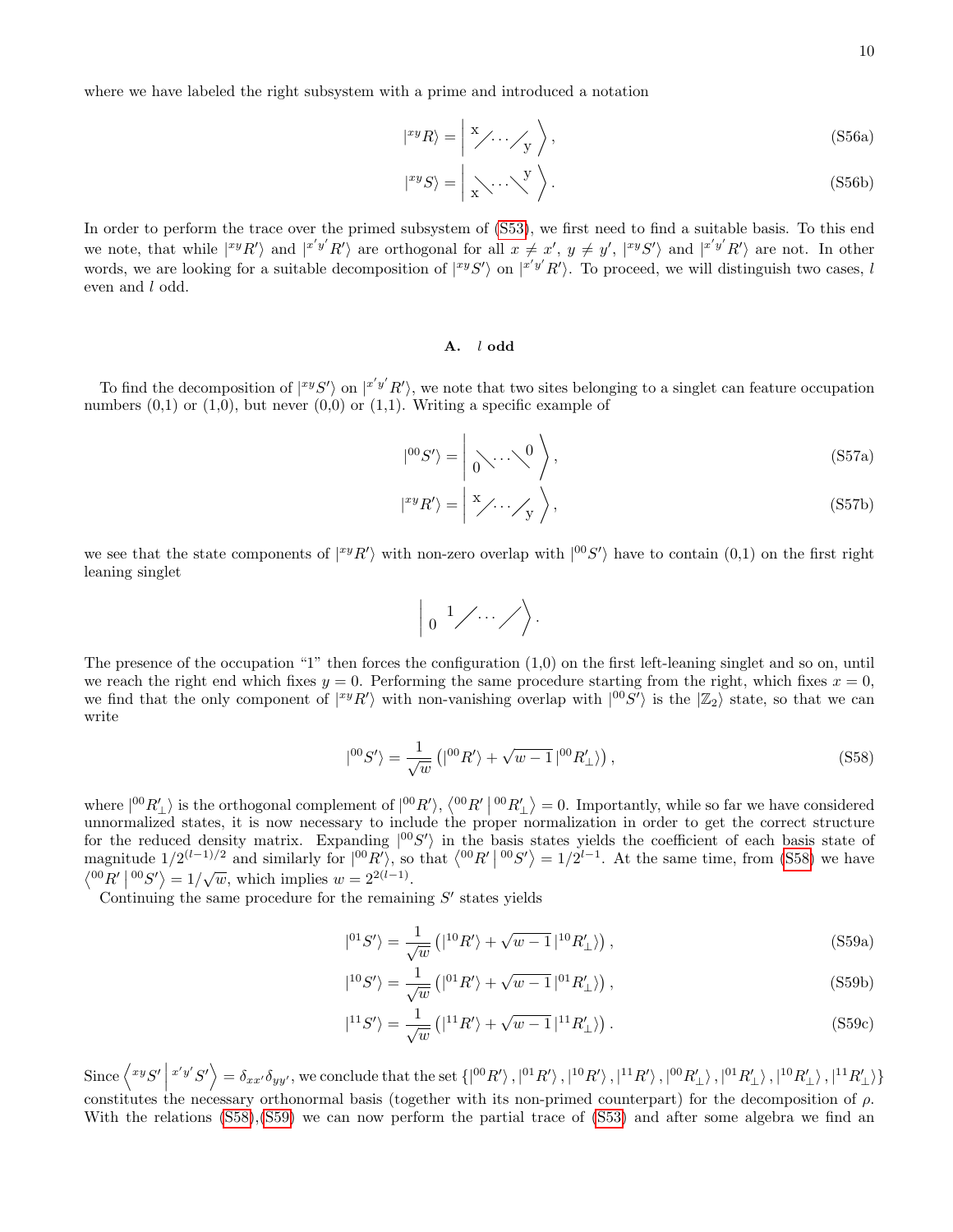where we have labeled the right subsystem with a prime and introduced a notation

$$|{}^{xy}R\rangle = \left| \,^{\mathrm{x}}\!\diagup\!\cdots\!\diagup_{\mathrm{y}} \right\rangle, \tag{S56a}$$

$$|{}^{xy}S\rangle = \left| \,_{\mathrm{x}}\!\diagdown\!\cdots\!\diagdown^{\mathrm{y}} \right\rangle. \tag{S56b}$$

In order to perform the trace over the primed subsystem of (S53), we first need to find a suitable basis. To this end we note, that while $|{}^{xy}R'\rangle$ and $|{}^{x'y'}R'\rangle$ are orthogonal for all $x \neq x'$, $y \neq y'$, $|{}^{xy}S'\rangle$ and $|{}^{x'y'}R'\rangle$ are not. In other words, we are looking for a suitable decomposition of $|{}^{xy}S'\rangle$ on $|{}^{x'y'}R'\rangle$. To proceed, we will distinguish two cases, $l$ even and $l$ odd.

### A. $l$ odd

To find the decomposition of $|{}^{xy}S'\rangle$ on $|{}^{x'y'}R'\rangle$, we note that two sites belonging to a singlet can feature occupation numbers (0,1) or (1,0), but never (0,0) or (1,1). Writing a specific example of

$$|{}^{00}S'\rangle = \left| \,_{0}\!\diagdown\!\cdots\!\diagdown^{0} \right\rangle, \tag{S57a}$$

$$|{}^{xy}R'\rangle = \left| \,^{\mathrm{x}}\!\diagup\!\cdots\!\diagup_{\mathrm{y}} \right\rangle, \tag{S57b}$$

we see that the state components of $|{}^{xy}R'\rangle$ with non-zero overlap with $|{}^{00}S'\rangle$ have to contain (0,1) on the first right leaning singlet

$$\left| \,_{0}\;{}^{1}\!\diagup\!\cdots\!\diagup \right\rangle.$$

The presence of the occupation "1" then forces the configuration (1,0) on the first left-leaning singlet and so on, until we reach the right end which fixes $y = 0$. Performing the same procedure starting from the right, which fixes $x = 0$, we find that the only component of $|{}^{xy}R'\rangle$ with non-vanishing overlap with $|{}^{00}S'\rangle$ is the $|\mathbb{Z}_2\rangle$ state, so that we can write

$$|{}^{00}S'\rangle = \frac{1}{\sqrt{w}} \left( |{}^{00}R'\rangle + \sqrt{w-1}\, |{}^{00}R'_\perp\rangle \right), \tag{S58}$$

where $|{}^{00}R'_\perp\rangle$ is the orthogonal complement of $|{}^{00}R'\rangle$, $\langle {}^{00}R' \,|\, {}^{00}R'_\perp \rangle = 0$. Importantly, while so far we have considered unnormalized states, it is now necessary to include the proper normalization in order to get the correct structure for the reduced density matrix. Expanding $|{}^{00}S'\rangle$ in the basis states yields the coefficient of each basis state of magnitude $1/2^{(l-1)/2}$ and similarly for $|{}^{00}R'\rangle$, so that $\langle {}^{00}R' \,|\, {}^{00}S' \rangle = 1/2^{l-1}$. At the same time, from (S58) we have $\langle {}^{00}R' \,|\, {}^{00}S' \rangle = 1/\sqrt{w}$, which implies $w = 2^{2(l-1)}$.

Continuing the same procedure for the remaining $S'$ states yields

$$|{}^{01}S'\rangle = \frac{1}{\sqrt{w}} \left( |{}^{10}R'\rangle + \sqrt{w-1}\, |{}^{10}R'_\perp\rangle \right), \tag{S59a}$$

$$|{}^{10}S'\rangle = \frac{1}{\sqrt{w}} \left( |{}^{01}R'\rangle + \sqrt{w-1}\, |{}^{01}R'_\perp\rangle \right), \tag{S59b}$$

$$|{}^{11}S'\rangle = \frac{1}{\sqrt{w}} \left( |{}^{11}R'\rangle + \sqrt{w-1}\, |{}^{11}R'_\perp\rangle \right). \tag{S59c}$$

Since $\left\langle {}^{xy}S' \,\middle|\, {}^{x'y'}S' \right\rangle = \delta_{xx'}\delta_{yy'}$, we conclude that the set $\{|{}^{00}R'\rangle, |{}^{01}R'\rangle, |{}^{10}R'\rangle, |{}^{11}R'\rangle, |{}^{00}R'_\perp\rangle, |{}^{01}R'_\perp\rangle, |{}^{10}R'_\perp\rangle, |{}^{11}R'_\perp\rangle\}$ constitutes the necessary orthonormal basis (together with its non-primed counterpart) for the decomposition of $\rho$. With the relations (S58),(S59) we can now perform the partial trace of (S53) and after some algebra we find an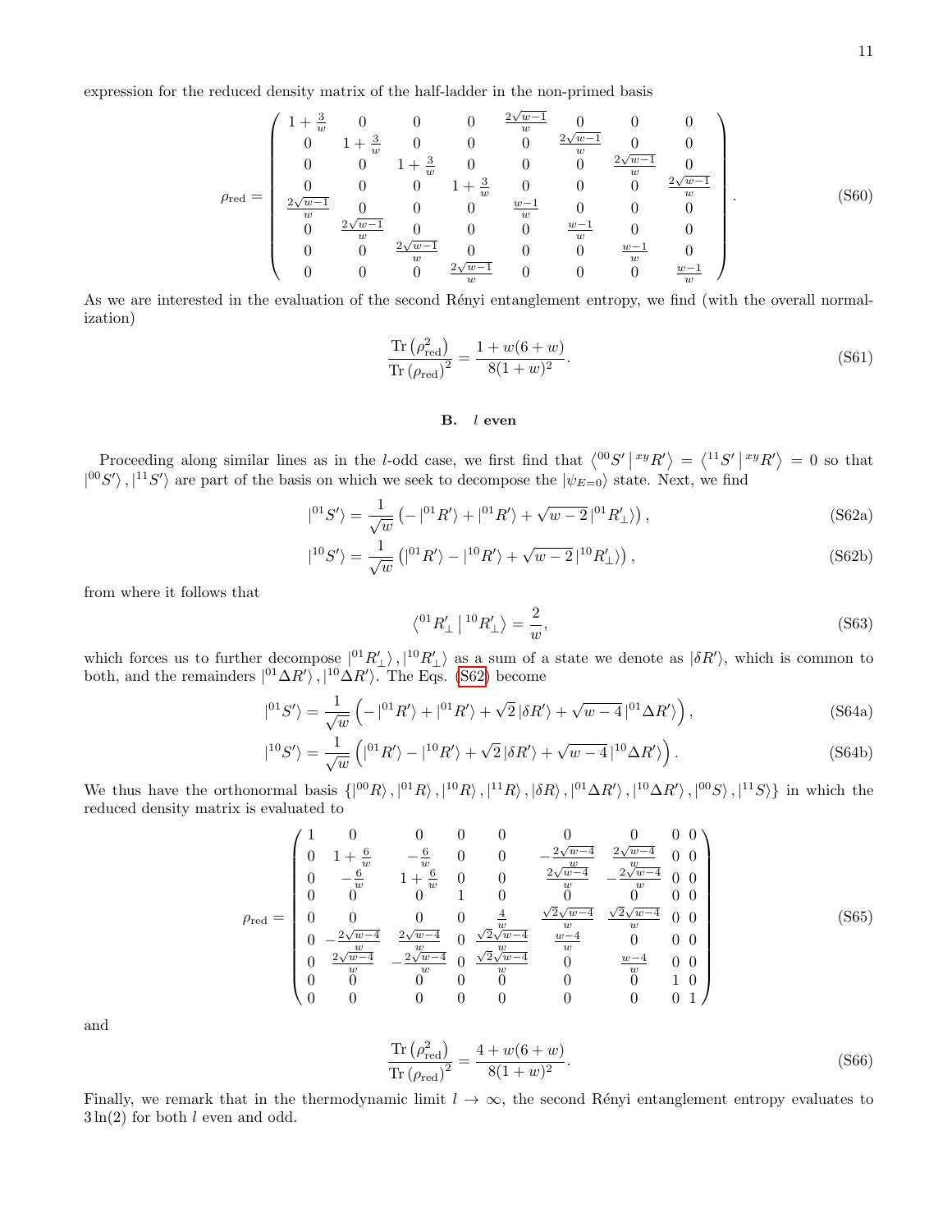expression for the reduced density matrix of the half-ladder in the non-primed basis

$$
\rho_{\rm red} = \begin{pmatrix}
1+\frac{3}{w} & 0 & 0 & 0 & \frac{2\sqrt{w-1}}{w} & 0 & 0 & 0 \\
0 & 1+\frac{3}{w} & 0 & 0 & 0 & \frac{2\sqrt{w-1}}{w} & 0 & 0 \\
0 & 0 & 1+\frac{3}{w} & 0 & 0 & 0 & \frac{2\sqrt{w-1}}{w} & 0 \\
0 & 0 & 0 & 1+\frac{3}{w} & 0 & 0 & 0 & \frac{2\sqrt{w-1}}{w} \\
\frac{2\sqrt{w-1}}{w} & 0 & 0 & 0 & \frac{w-1}{w} & 0 & 0 & 0 \\
0 & \frac{2\sqrt{w-1}}{w} & 0 & 0 & 0 & \frac{w-1}{w} & 0 & 0 \\
0 & 0 & \frac{2\sqrt{w-1}}{w} & 0 & 0 & 0 & \frac{w-1}{w} & 0 \\
0 & 0 & 0 & \frac{2\sqrt{w-1}}{w} & 0 & 0 & 0 & \frac{w-1}{w}
\end{pmatrix}. \tag{S60}
$$

As we are interested in the evaluation of the second Rényi entanglement entropy, we find (with the overall normalization)

$$
\frac{\mathrm{Tr}\left(\rho_{\rm red}^2\right)}{\mathrm{Tr}\left(\rho_{\rm red}\right)^2} = \frac{1+w(6+w)}{8(1+w)^2}. \tag{S61}
$$

### B. $l$ even

Proceeding along similar lines as in the $l$-odd case, we first find that $\left\langle {}^{00}S' \,\middle|\, {}^{xy}R' \right\rangle = \left\langle {}^{11}S' \,\middle|\, {}^{xy}R' \right\rangle = 0$ so that $\left|{}^{00}S'\right\rangle, \left|{}^{11}S'\right\rangle$ are part of the basis on which we seek to decompose the $\left|\psi_{E=0}\right\rangle$ state. Next, we find

$$
\left|{}^{01}S'\right\rangle = \frac{1}{\sqrt{w}}\left(-\left|{}^{01}R'\right\rangle + \left|{}^{01}R'\right\rangle + \sqrt{w-2}\left|{}^{01}R'_\perp\right\rangle\right), \tag{S62a}
$$

$$
\left|{}^{10}S'\right\rangle = \frac{1}{\sqrt{w}}\left(\left|{}^{01}R'\right\rangle - \left|{}^{10}R'\right\rangle + \sqrt{w-2}\left|{}^{10}R'_\perp\right\rangle\right), \tag{S62b}
$$

from where it follows that

$$
\left\langle {}^{01}R'_\perp \,\middle|\, {}^{10}R'_\perp \right\rangle = \frac{2}{w}, \tag{S63}
$$

which forces us to further decompose $\left|{}^{01}R'_\perp\right\rangle, \left|{}^{10}R'_\perp\right\rangle$ as a sum of a state we denote as $\left|\delta R'\right\rangle$, which is common to both, and the remainders $\left|{}^{01}\Delta R'\right\rangle, \left|{}^{10}\Delta R'\right\rangle$. The Eqs. (S62) become

$$
\left|{}^{01}S'\right\rangle = \frac{1}{\sqrt{w}}\left(-\left|{}^{01}R'\right\rangle + \left|{}^{01}R'\right\rangle + \sqrt{2}\left|\delta R'\right\rangle + \sqrt{w-4}\left|{}^{01}\Delta R'\right\rangle\right), \tag{S64a}
$$

$$
\left|{}^{10}S'\right\rangle = \frac{1}{\sqrt{w}}\left(\left|{}^{01}R'\right\rangle - \left|{}^{10}R'\right\rangle + \sqrt{2}\left|\delta R'\right\rangle + \sqrt{w-4}\left|{}^{10}\Delta R'\right\rangle\right). \tag{S64b}
$$

We thus have the orthonormal basis $\{\left|{}^{00}R\right\rangle, \left|{}^{01}R\right\rangle, \left|{}^{10}R\right\rangle, \left|{}^{11}R\right\rangle, \left|\delta R\right\rangle, \left|{}^{01}\Delta R'\right\rangle, \left|{}^{10}\Delta R'\right\rangle, \left|{}^{00}S\right\rangle, \left|{}^{11}S\right\rangle\}$ in which the reduced density matrix is evaluated to

$$
\rho_{\rm red} = \begin{pmatrix}
1 & 0 & 0 & 0 & 0 & 0 & 0 & 0 & 0 \\
0 & 1+\frac{6}{w} & -\frac{6}{w} & 0 & 0 & -\frac{2\sqrt{w-4}}{w} & \frac{2\sqrt{w-4}}{w} & 0 & 0 \\
0 & -\frac{6}{w} & 1+\frac{6}{w} & 0 & 0 & \frac{2\sqrt{w-4}}{w} & -\frac{2\sqrt{w-4}}{w} & 0 & 0 \\
0 & 0 & 0 & 1 & 0 & 0 & 0 & 0 & 0 \\
0 & 0 & 0 & 0 & \frac{4}{w} & \frac{\sqrt{2}\sqrt{w-4}}{w} & \frac{\sqrt{2}\sqrt{w-4}}{w} & 0 & 0 \\
0 & -\frac{2\sqrt{w-4}}{w} & \frac{2\sqrt{w-4}}{w} & 0 & \frac{\sqrt{2}\sqrt{w-4}}{w} & \frac{w-4}{w} & 0 & 0 & 0 \\
0 & \frac{2\sqrt{w-4}}{w} & -\frac{2\sqrt{w-4}}{w} & 0 & \frac{\sqrt{2}\sqrt{w-4}}{w} & 0 & \frac{w-4}{w} & 0 & 0 \\
0 & 0 & 0 & 0 & 0 & 0 & 0 & 1 & 0 \\
0 & 0 & 0 & 0 & 0 & 0 & 0 & 0 & 1
\end{pmatrix} \tag{S65}
$$

and

$$
\frac{\mathrm{Tr}\left(\rho_{\rm red}^2\right)}{\mathrm{Tr}\left(\rho_{\rm red}\right)^2} = \frac{4+w(6+w)}{8(1+w)^2}. \tag{S66}
$$

Finally, we remark that in the thermodynamic limit $l \to \infty$, the second Rényi entanglement entropy evaluates to $3\ln(2)$ for both $l$ even and odd.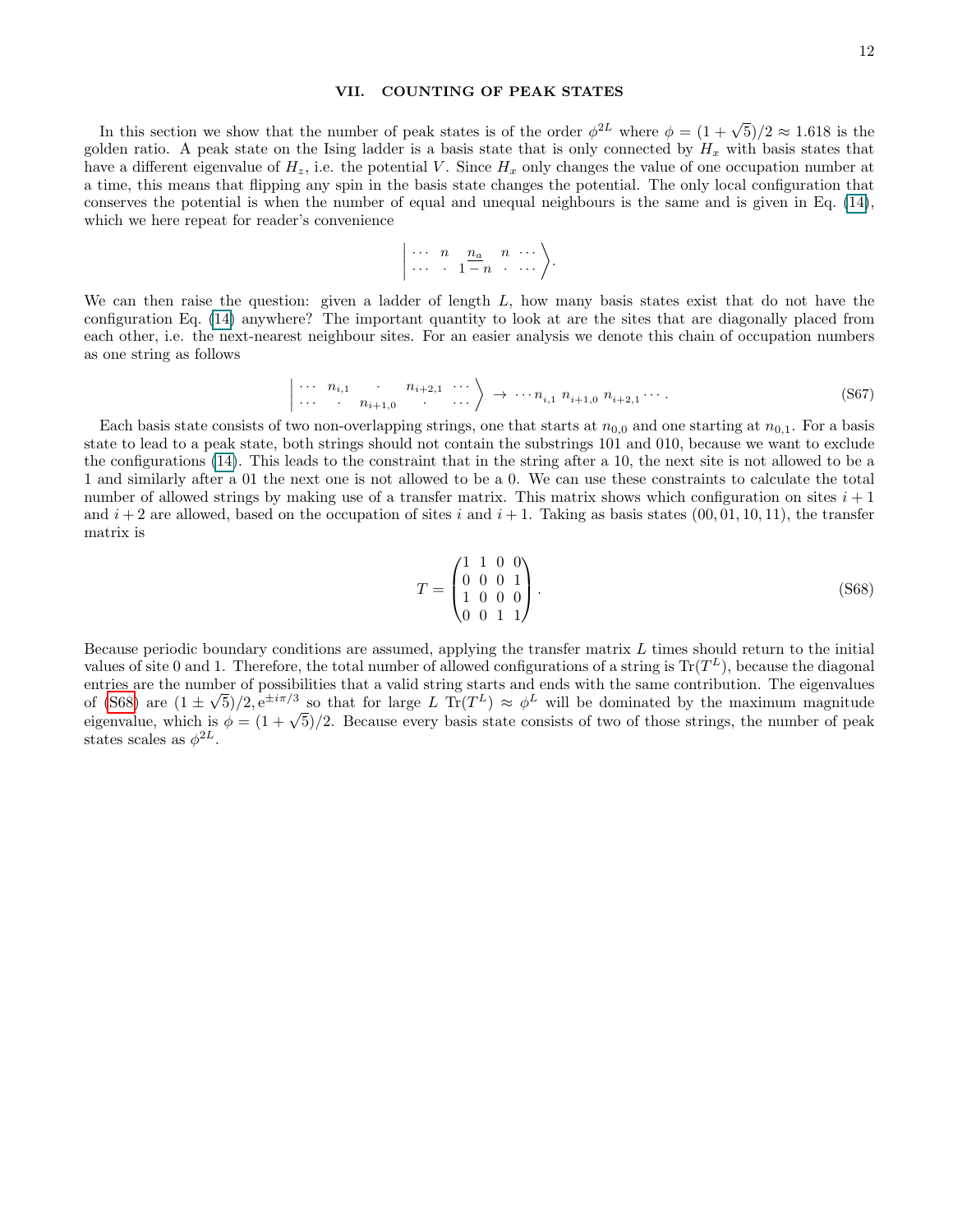## VII. COUNTING OF PEAK STATES

In this section we show that the number of peak states is of the order $\phi^{2L}$ where $\phi = (1+\sqrt{5})/2 \approx 1.618$ is the golden ratio. A peak state on the Ising ladder is a basis state that is only connected by $H_x$ with basis states that have a different eigenvalue of $H_z$, i.e. the potential $V$. Since $H_x$ only changes the value of one occupation number at a time, this means that flipping any spin in the basis state changes the potential. The only local configuration that conserves the potential is when the number of equal and unequal neighbours is the same and is given in Eq. (14), which we here repeat for reader's convenience

$$\left| \begin{matrix} \cdots & n & \underline{n_a} & n & \cdots \\ \cdots & \cdot & 1-n & \cdot & \cdots \end{matrix} \right\rangle .$$

We can then raise the question: given a ladder of length $L$, how many basis states exist that do not have the configuration Eq. (14) anywhere? The important quantity to look at are the sites that are diagonally placed from each other, i.e. the next-nearest neighbour sites. For an easier analysis we denote this chain of occupation numbers as one string as follows

$$\left| \begin{matrix} \cdots & n_{i,1} & \cdot & n_{i+2,1} & \cdots \\ \cdots & \cdot & n_{i+1,0} & \cdot & \cdots \end{matrix} \right\rangle \to \cdots n_{i,1}\; n_{i+1,0}\; n_{i+2,1} \cdots . \tag{S67}$$

Each basis state consists of two non-overlapping strings, one that starts at $n_{0,0}$ and one starting at $n_{0,1}$. For a basis state to lead to a peak state, both strings should not contain the substrings 101 and 010, because we want to exclude the configurations (14). This leads to the constraint that in the string after a 10, the next site is not allowed to be a 1 and similarly after a 01 the next one is not allowed to be a 0. We can use these constraints to calculate the total number of allowed strings by making use of a transfer matrix. This matrix shows which configuration on sites $i+1$ and $i+2$ are allowed, based on the occupation of sites $i$ and $i+1$. Taking as basis states $(00, 01, 10, 11)$, the transfer matrix is

$$T = \begin{pmatrix} 1 & 1 & 0 & 0 \\ 0 & 0 & 0 & 1 \\ 1 & 0 & 0 & 0 \\ 0 & 0 & 1 & 1 \end{pmatrix}. \tag{S68}$$

Because periodic boundary conditions are assumed, applying the transfer matrix $L$ times should return to the initial values of site 0 and 1. Therefore, the total number of allowed configurations of a string is $\mathrm{Tr}(T^L)$, because the diagonal entries are the number of possibilities that a valid string starts and ends with the same contribution. The eigenvalues of (S68) are $(1 \pm \sqrt{5})/2, \mathrm{e}^{\pm i\pi/3}$ so that for large $L$ $\mathrm{Tr}(T^L) \approx \phi^L$ will be dominated by the maximum magnitude eigenvalue, which is $\phi = (1+\sqrt{5})/2$. Because every basis state consists of two of those strings, the number of peak states scales as $\phi^{2L}$.